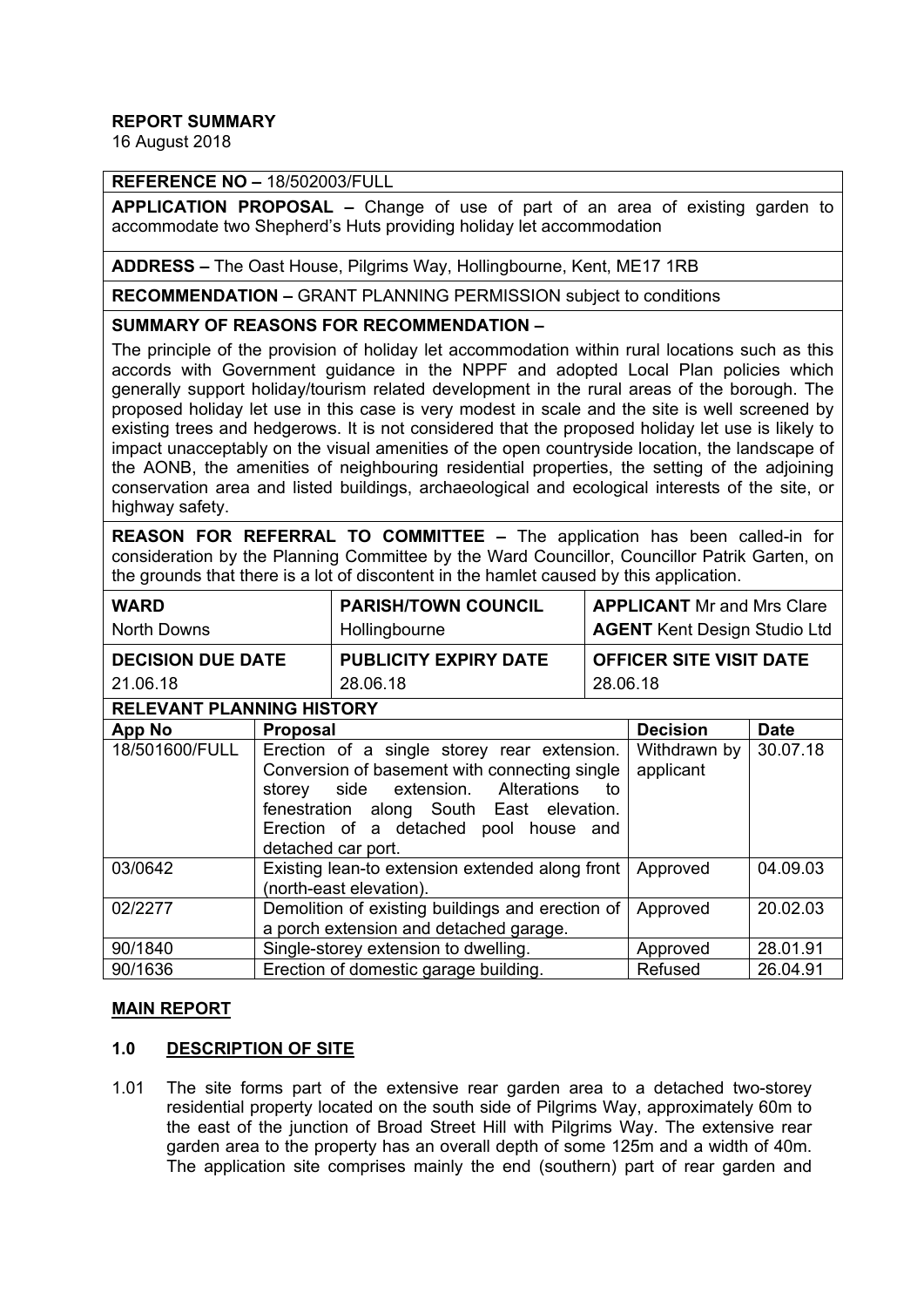**REPORT SUMMARY**
16 August 2018

**REFERENCE NO –** 18/502003/FULL

**APPLICATION PROPOSAL –** Change of use of part of an area of existing garden to accommodate two Shepherd's Huts providing holiday let accommodation

**ADDRESS –** The Oast House, Pilgrims Way, Hollingbourne, Kent, ME17 1RB

**RECOMMENDATION –** GRANT PLANNING PERMISSION subject to conditions

**SUMMARY OF REASONS FOR RECOMMENDATION –**

The principle of the provision of holiday let accommodation within rural locations such as this accords with Government guidance in the NPPF and adopted Local Plan policies which generally support holiday/tourism related development in the rural areas of the borough. The proposed holiday let use in this case is very modest in scale and the site is well screened by existing trees and hedgerows. It is not considered that the proposed holiday let use is likely to impact unacceptably on the visual amenities of the open countryside location, the landscape of the AONB, the amenities of neighbouring residential properties, the setting of the adjoining conservation area and listed buildings, archaeological and ecological interests of the site, or highway safety.

**REASON FOR REFERRAL TO COMMITTEE –** The application has been called-in for consideration by the Planning Committee by the Ward Councillor, Councillor Patrik Garten, on the grounds that there is a lot of discontent in the hamlet caused by this application.

| **WARD** North Downs | **PARISH/TOWN COUNCIL** Hollingbourne | **APPLICANT** Mr and Mrs Clare **AGENT** Kent Design Studio Ltd |
|---|---|---|
| **DECISION DUE DATE** 21.06.18 | **PUBLICITY EXPIRY DATE** 28.06.18 | **OFFICER SITE VISIT DATE** 28.06.18 |

**RELEVANT PLANNING HISTORY**

| App No | Proposal | Decision | Date |
|---|---|---|---|
| 18/501600/FULL | Erection of a single storey rear extension. Conversion of basement with connecting single storey side extension. Alterations to fenestration along South East elevation. Erection of a detached pool house and detached car port. | Withdrawn by applicant | 30.07.18 |
| 03/0642 | Existing lean-to extension extended along front (north-east elevation). | Approved | 04.09.03 |
| 02/2277 | Demolition of existing buildings and erection of a porch extension and detached garage. | Approved | 20.02.03 |
| 90/1840 | Single-storey extension to dwelling. | Approved | 28.01.91 |
| 90/1636 | Erection of domestic garage building. | Refused | 26.04.91 |

## MAIN REPORT

### 1.0 DESCRIPTION OF SITE

1.01 The site forms part of the extensive rear garden area to a detached two-storey residential property located on the south side of Pilgrims Way, approximately 60m to the east of the junction of Broad Street Hill with Pilgrims Way. The extensive rear garden area to the property has an overall depth of some 125m and a width of 40m. The application site comprises mainly the end (southern) part of rear garden and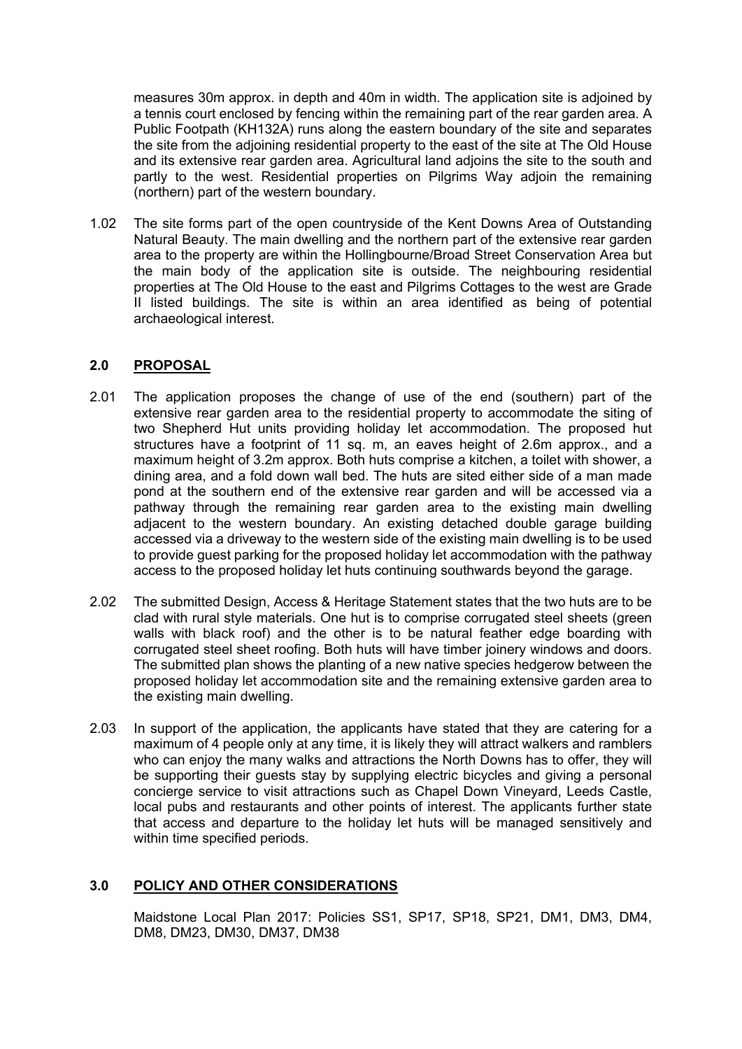measures 30m approx. in depth and 40m in width. The application site is adjoined by a tennis court enclosed by fencing within the remaining part of the rear garden area. A Public Footpath (KH132A) runs along the eastern boundary of the site and separates the site from the adjoining residential property to the east of the site at The Old House and its extensive rear garden area. Agricultural land adjoins the site to the south and partly to the west. Residential properties on Pilgrims Way adjoin the remaining (northern) part of the western boundary.

1.02 The site forms part of the open countryside of the Kent Downs Area of Outstanding Natural Beauty. The main dwelling and the northern part of the extensive rear garden area to the property are within the Hollingbourne/Broad Street Conservation Area but the main body of the application site is outside. The neighbouring residential properties at The Old House to the east and Pilgrims Cottages to the west are Grade II listed buildings. The site is within an area identified as being of potential archaeological interest.

## 2.0 PROPOSAL

2.01 The application proposes the change of use of the end (southern) part of the extensive rear garden area to the residential property to accommodate the siting of two Shepherd Hut units providing holiday let accommodation. The proposed hut structures have a footprint of 11 sq. m, an eaves height of 2.6m approx., and a maximum height of 3.2m approx. Both huts comprise a kitchen, a toilet with shower, a dining area, and a fold down wall bed. The huts are sited either side of a man made pond at the southern end of the extensive rear garden and will be accessed via a pathway through the remaining rear garden area to the existing main dwelling adjacent to the western boundary. An existing detached double garage building accessed via a driveway to the western side of the existing main dwelling is to be used to provide guest parking for the proposed holiday let accommodation with the pathway access to the proposed holiday let huts continuing southwards beyond the garage.

2.02 The submitted Design, Access & Heritage Statement states that the two huts are to be clad with rural style materials. One hut is to comprise corrugated steel sheets (green walls with black roof) and the other is to be natural feather edge boarding with corrugated steel sheet roofing. Both huts will have timber joinery windows and doors. The submitted plan shows the planting of a new native species hedgerow between the proposed holiday let accommodation site and the remaining extensive garden area to the existing main dwelling.

2.03 In support of the application, the applicants have stated that they are catering for a maximum of 4 people only at any time, it is likely they will attract walkers and ramblers who can enjoy the many walks and attractions the North Downs has to offer, they will be supporting their guests stay by supplying electric bicycles and giving a personal concierge service to visit attractions such as Chapel Down Vineyard, Leeds Castle, local pubs and restaurants and other points of interest. The applicants further state that access and departure to the holiday let huts will be managed sensitively and within time specified periods.

## 3.0 POLICY AND OTHER CONSIDERATIONS

Maidstone Local Plan 2017: Policies SS1, SP17, SP18, SP21, DM1, DM3, DM4, DM8, DM23, DM30, DM37, DM38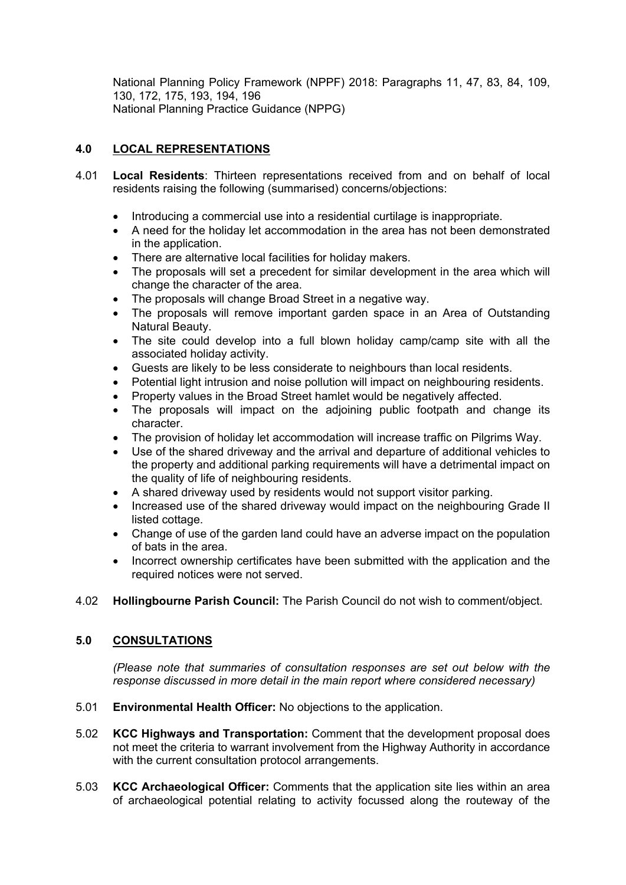National Planning Policy Framework (NPPF) 2018: Paragraphs 11, 47, 83, 84, 109, 130, 172, 175, 193, 194, 196
National Planning Practice Guidance (NPPG)

## 4.0 LOCAL REPRESENTATIONS

4.01 **Local Residents**: Thirteen representations received from and on behalf of local residents raising the following (summarised) concerns/objections:

- Introducing a commercial use into a residential curtilage is inappropriate.
- A need for the holiday let accommodation in the area has not been demonstrated in the application.
- There are alternative local facilities for holiday makers.
- The proposals will set a precedent for similar development in the area which will change the character of the area.
- The proposals will change Broad Street in a negative way.
- The proposals will remove important garden space in an Area of Outstanding Natural Beauty.
- The site could develop into a full blown holiday camp/camp site with all the associated holiday activity.
- Guests are likely to be less considerate to neighbours than local residents.
- Potential light intrusion and noise pollution will impact on neighbouring residents.
- Property values in the Broad Street hamlet would be negatively affected.
- The proposals will impact on the adjoining public footpath and change its character.
- The provision of holiday let accommodation will increase traffic on Pilgrims Way.
- Use of the shared driveway and the arrival and departure of additional vehicles to the property and additional parking requirements will have a detrimental impact on the quality of life of neighbouring residents.
- A shared driveway used by residents would not support visitor parking.
- Increased use of the shared driveway would impact on the neighbouring Grade II listed cottage.
- Change of use of the garden land could have an adverse impact on the population of bats in the area.
- Incorrect ownership certificates have been submitted with the application and the required notices were not served.

4.02 **Hollingbourne Parish Council:** The Parish Council do not wish to comment/object.

## 5.0 CONSULTATIONS

*(Please note that summaries of consultation responses are set out below with the response discussed in more detail in the main report where considered necessary)*

5.01 **Environmental Health Officer:** No objections to the application.

5.02 **KCC Highways and Transportation:** Comment that the development proposal does not meet the criteria to warrant involvement from the Highway Authority in accordance with the current consultation protocol arrangements.

5.03 **KCC Archaeological Officer:** Comments that the application site lies within an area of archaeological potential relating to activity focussed along the routeway of the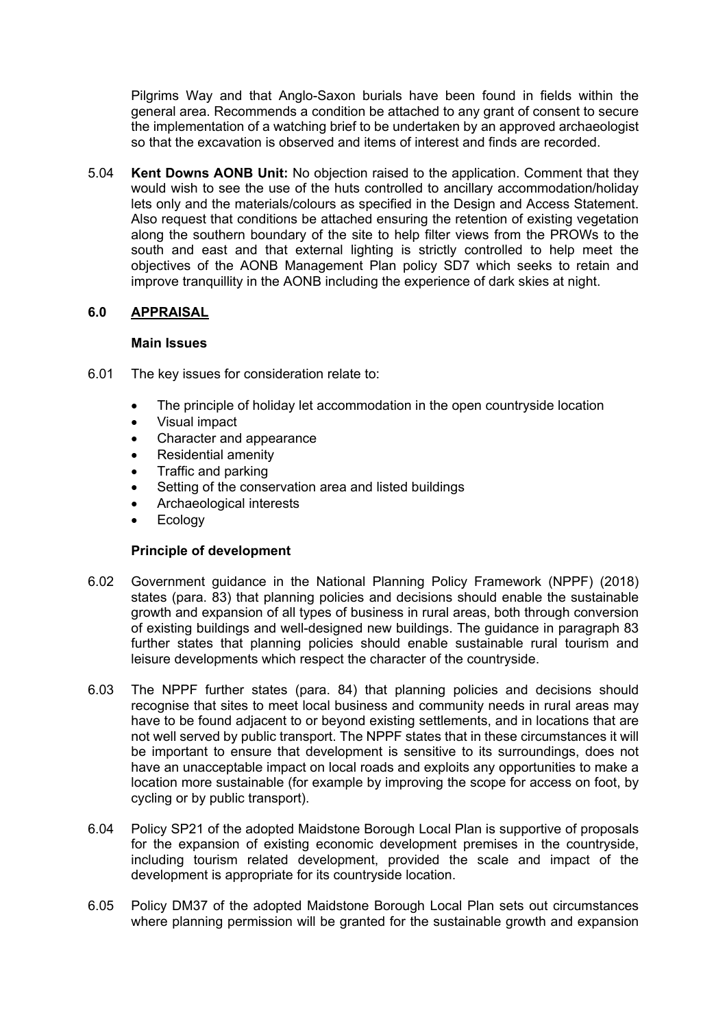Pilgrims Way and that Anglo-Saxon burials have been found in fields within the general area. Recommends a condition be attached to any grant of consent to secure the implementation of a watching brief to be undertaken by an approved archaeologist so that the excavation is observed and items of interest and finds are recorded.

5.04 **Kent Downs AONB Unit:** No objection raised to the application. Comment that they would wish to see the use of the huts controlled to ancillary accommodation/holiday lets only and the materials/colours as specified in the Design and Access Statement. Also request that conditions be attached ensuring the retention of existing vegetation along the southern boundary of the site to help filter views from the PROWs to the south and east and that external lighting is strictly controlled to help meet the objectives of the AONB Management Plan policy SD7 which seeks to retain and improve tranquillity in the AONB including the experience of dark skies at night.

## 6.0 APPRAISAL

### Main Issues

6.01 The key issues for consideration relate to:

- The principle of holiday let accommodation in the open countryside location
- Visual impact
- Character and appearance
- Residential amenity
- Traffic and parking
- Setting of the conservation area and listed buildings
- Archaeological interests
- Ecology

### Principle of development

6.02 Government guidance in the National Planning Policy Framework (NPPF) (2018) states (para. 83) that planning policies and decisions should enable the sustainable growth and expansion of all types of business in rural areas, both through conversion of existing buildings and well-designed new buildings. The guidance in paragraph 83 further states that planning policies should enable sustainable rural tourism and leisure developments which respect the character of the countryside.

6.03 The NPPF further states (para. 84) that planning policies and decisions should recognise that sites to meet local business and community needs in rural areas may have to be found adjacent to or beyond existing settlements, and in locations that are not well served by public transport. The NPPF states that in these circumstances it will be important to ensure that development is sensitive to its surroundings, does not have an unacceptable impact on local roads and exploits any opportunities to make a location more sustainable (for example by improving the scope for access on foot, by cycling or by public transport).

6.04 Policy SP21 of the adopted Maidstone Borough Local Plan is supportive of proposals for the expansion of existing economic development premises in the countryside, including tourism related development, provided the scale and impact of the development is appropriate for its countryside location.

6.05 Policy DM37 of the adopted Maidstone Borough Local Plan sets out circumstances where planning permission will be granted for the sustainable growth and expansion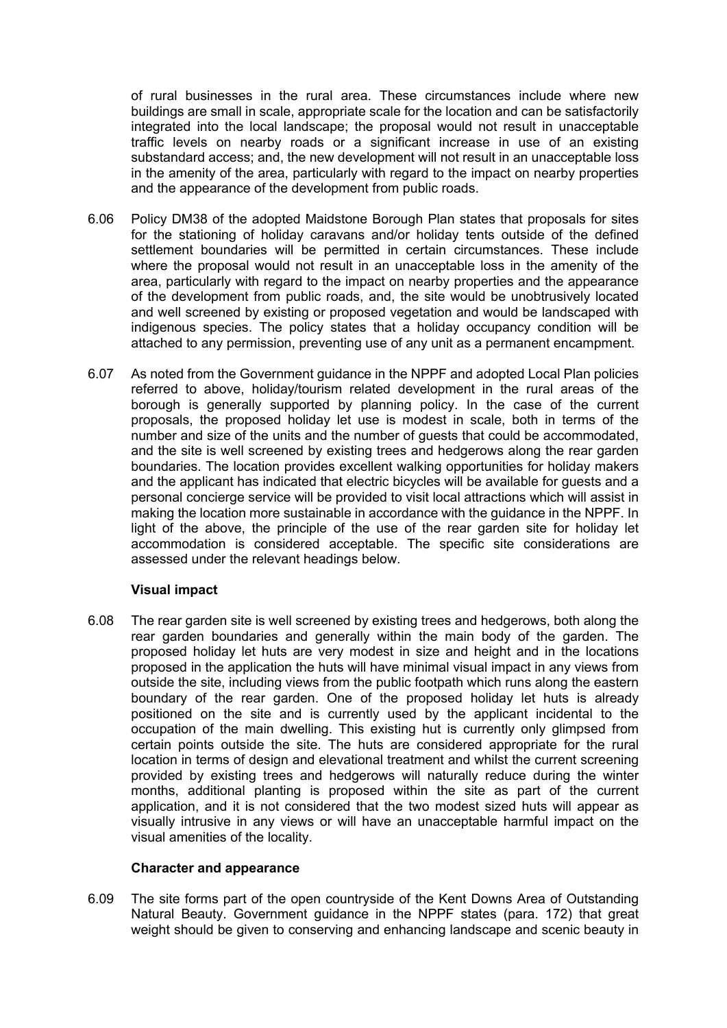of rural businesses in the rural area. These circumstances include where new buildings are small in scale, appropriate scale for the location and can be satisfactorily integrated into the local landscape; the proposal would not result in unacceptable traffic levels on nearby roads or a significant increase in use of an existing substandard access; and, the new development will not result in an unacceptable loss in the amenity of the area, particularly with regard to the impact on nearby properties and the appearance of the development from public roads.

6.06 Policy DM38 of the adopted Maidstone Borough Plan states that proposals for sites for the stationing of holiday caravans and/or holiday tents outside of the defined settlement boundaries will be permitted in certain circumstances. These include where the proposal would not result in an unacceptable loss in the amenity of the area, particularly with regard to the impact on nearby properties and the appearance of the development from public roads, and, the site would be unobtrusively located and well screened by existing or proposed vegetation and would be landscaped with indigenous species. The policy states that a holiday occupancy condition will be attached to any permission, preventing use of any unit as a permanent encampment.

6.07 As noted from the Government guidance in the NPPF and adopted Local Plan policies referred to above, holiday/tourism related development in the rural areas of the borough is generally supported by planning policy. In the case of the current proposals, the proposed holiday let use is modest in scale, both in terms of the number and size of the units and the number of guests that could be accommodated, and the site is well screened by existing trees and hedgerows along the rear garden boundaries. The location provides excellent walking opportunities for holiday makers and the applicant has indicated that electric bicycles will be available for guests and a personal concierge service will be provided to visit local attractions which will assist in making the location more sustainable in accordance with the guidance in the NPPF. In light of the above, the principle of the use of the rear garden site for holiday let accommodation is considered acceptable. The specific site considerations are assessed under the relevant headings below.

**Visual impact**

6.08 The rear garden site is well screened by existing trees and hedgerows, both along the rear garden boundaries and generally within the main body of the garden. The proposed holiday let huts are very modest in size and height and in the locations proposed in the application the huts will have minimal visual impact in any views from outside the site, including views from the public footpath which runs along the eastern boundary of the rear garden. One of the proposed holiday let huts is already positioned on the site and is currently used by the applicant incidental to the occupation of the main dwelling. This existing hut is currently only glimpsed from certain points outside the site. The huts are considered appropriate for the rural location in terms of design and elevational treatment and whilst the current screening provided by existing trees and hedgerows will naturally reduce during the winter months, additional planting is proposed within the site as part of the current application, and it is not considered that the two modest sized huts will appear as visually intrusive in any views or will have an unacceptable harmful impact on the visual amenities of the locality.

**Character and appearance**

6.09 The site forms part of the open countryside of the Kent Downs Area of Outstanding Natural Beauty. Government guidance in the NPPF states (para. 172) that great weight should be given to conserving and enhancing landscape and scenic beauty in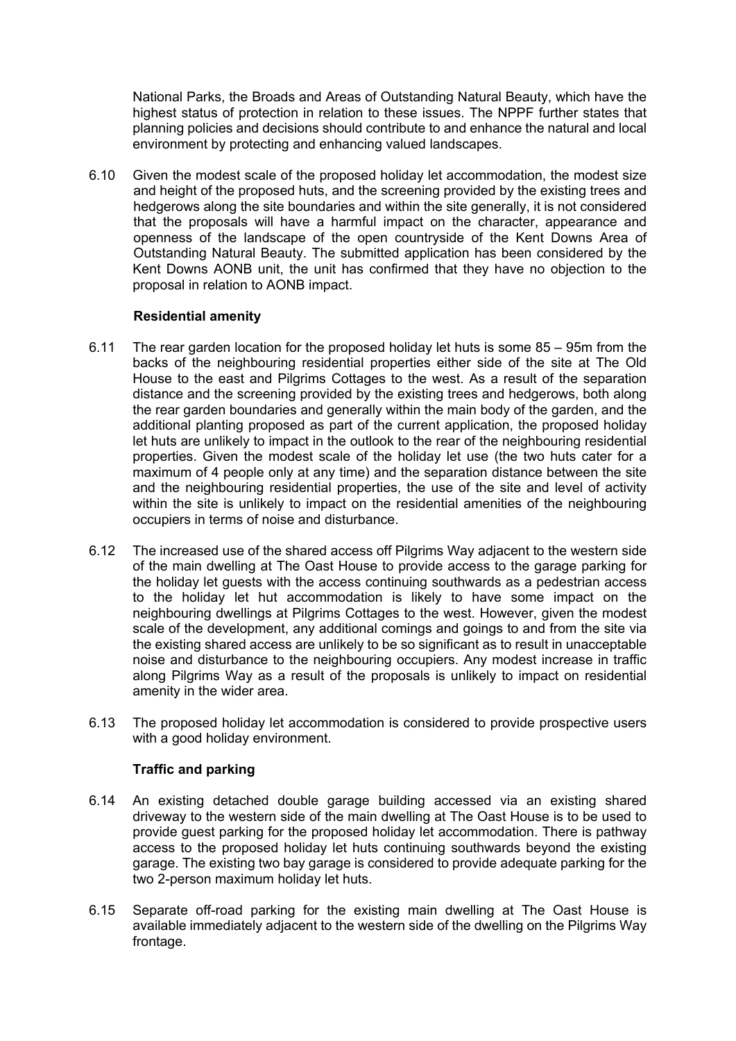National Parks, the Broads and Areas of Outstanding Natural Beauty, which have the highest status of protection in relation to these issues. The NPPF further states that planning policies and decisions should contribute to and enhance the natural and local environment by protecting and enhancing valued landscapes.

6.10 Given the modest scale of the proposed holiday let accommodation, the modest size and height of the proposed huts, and the screening provided by the existing trees and hedgerows along the site boundaries and within the site generally, it is not considered that the proposals will have a harmful impact on the character, appearance and openness of the landscape of the open countryside of the Kent Downs Area of Outstanding Natural Beauty. The submitted application has been considered by the Kent Downs AONB unit, the unit has confirmed that they have no objection to the proposal in relation to AONB impact.

**Residential amenity**

6.11 The rear garden location for the proposed holiday let huts is some 85 – 95m from the backs of the neighbouring residential properties either side of the site at The Old House to the east and Pilgrims Cottages to the west. As a result of the separation distance and the screening provided by the existing trees and hedgerows, both along the rear garden boundaries and generally within the main body of the garden, and the additional planting proposed as part of the current application, the proposed holiday let huts are unlikely to impact in the outlook to the rear of the neighbouring residential properties. Given the modest scale of the holiday let use (the two huts cater for a maximum of 4 people only at any time) and the separation distance between the site and the neighbouring residential properties, the use of the site and level of activity within the site is unlikely to impact on the residential amenities of the neighbouring occupiers in terms of noise and disturbance.

6.12 The increased use of the shared access off Pilgrims Way adjacent to the western side of the main dwelling at The Oast House to provide access to the garage parking for the holiday let guests with the access continuing southwards as a pedestrian access to the holiday let hut accommodation is likely to have some impact on the neighbouring dwellings at Pilgrims Cottages to the west. However, given the modest scale of the development, any additional comings and goings to and from the site via the existing shared access are unlikely to be so significant as to result in unacceptable noise and disturbance to the neighbouring occupiers. Any modest increase in traffic along Pilgrims Way as a result of the proposals is unlikely to impact on residential amenity in the wider area.

6.13 The proposed holiday let accommodation is considered to provide prospective users with a good holiday environment.

**Traffic and parking**

6.14 An existing detached double garage building accessed via an existing shared driveway to the western side of the main dwelling at The Oast House is to be used to provide guest parking for the proposed holiday let accommodation. There is pathway access to the proposed holiday let huts continuing southwards beyond the existing garage. The existing two bay garage is considered to provide adequate parking for the two 2-person maximum holiday let huts.

6.15 Separate off-road parking for the existing main dwelling at The Oast House is available immediately adjacent to the western side of the dwelling on the Pilgrims Way frontage.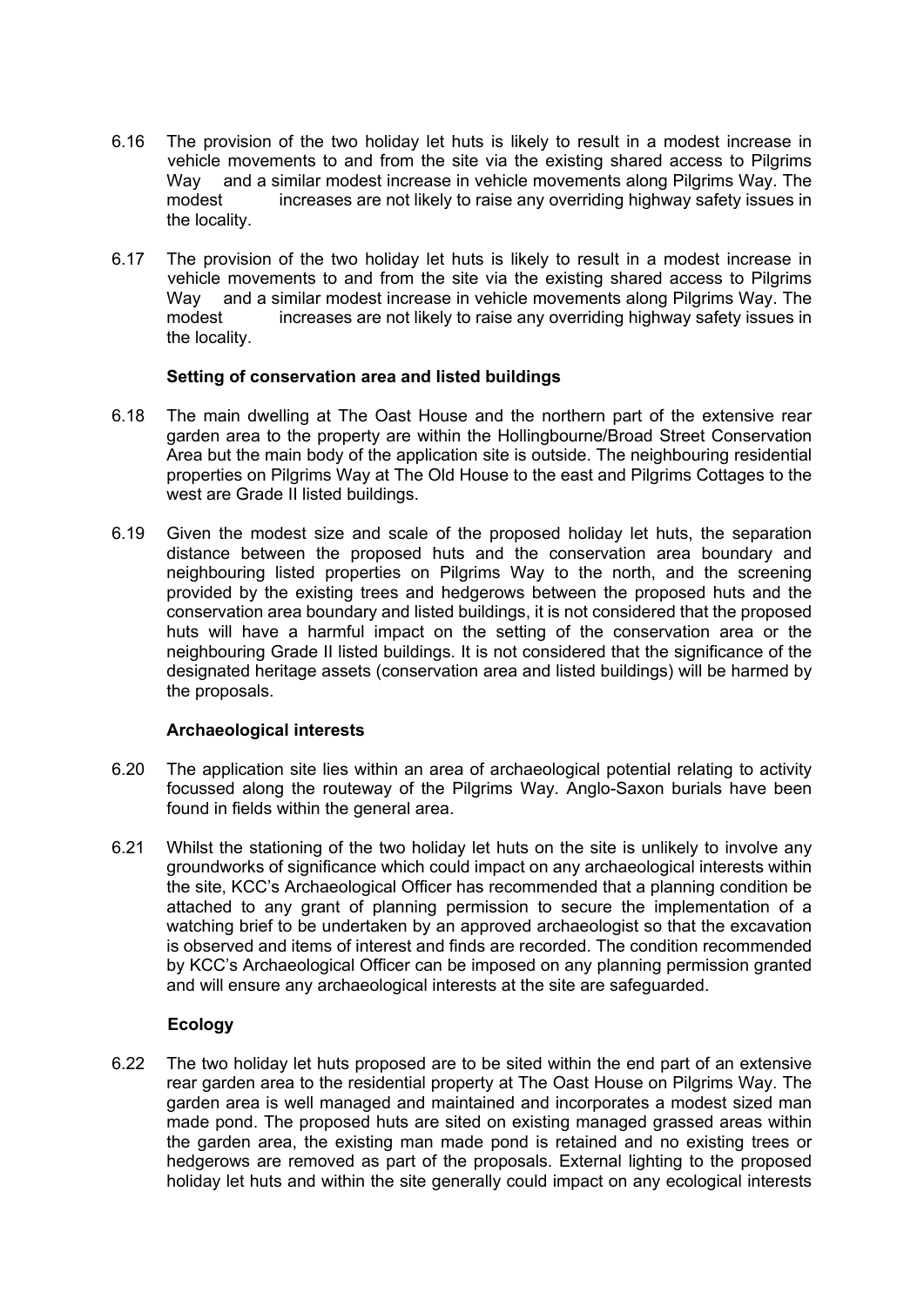6.16 The provision of the two holiday let huts is likely to result in a modest increase in vehicle movements to and from the site via the existing shared access to Pilgrims Way and a similar modest increase in vehicle movements along Pilgrims Way. The modest increases are not likely to raise any overriding highway safety issues in the locality.

6.17 The provision of the two holiday let huts is likely to result in a modest increase in vehicle movements to and from the site via the existing shared access to Pilgrims Way and a similar modest increase in vehicle movements along Pilgrims Way. The modest increases are not likely to raise any overriding highway safety issues in the locality.

**Setting of conservation area and listed buildings**

6.18 The main dwelling at The Oast House and the northern part of the extensive rear garden area to the property are within the Hollingbourne/Broad Street Conservation Area but the main body of the application site is outside. The neighbouring residential properties on Pilgrims Way at The Old House to the east and Pilgrims Cottages to the west are Grade II listed buildings.

6.19 Given the modest size and scale of the proposed holiday let huts, the separation distance between the proposed huts and the conservation area boundary and neighbouring listed properties on Pilgrims Way to the north, and the screening provided by the existing trees and hedgerows between the proposed huts and the conservation area boundary and listed buildings, it is not considered that the proposed huts will have a harmful impact on the setting of the conservation area or the neighbouring Grade II listed buildings. It is not considered that the significance of the designated heritage assets (conservation area and listed buildings) will be harmed by the proposals.

**Archaeological interests**

6.20 The application site lies within an area of archaeological potential relating to activity focussed along the routeway of the Pilgrims Way. Anglo-Saxon burials have been found in fields within the general area.

6.21 Whilst the stationing of the two holiday let huts on the site is unlikely to involve any groundworks of significance which could impact on any archaeological interests within the site, KCC's Archaeological Officer has recommended that a planning condition be attached to any grant of planning permission to secure the implementation of a watching brief to be undertaken by an approved archaeologist so that the excavation is observed and items of interest and finds are recorded. The condition recommended by KCC's Archaeological Officer can be imposed on any planning permission granted and will ensure any archaeological interests at the site are safeguarded.

**Ecology**

6.22 The two holiday let huts proposed are to be sited within the end part of an extensive rear garden area to the residential property at The Oast House on Pilgrims Way. The garden area is well managed and maintained and incorporates a modest sized man made pond. The proposed huts are sited on existing managed grassed areas within the garden area, the existing man made pond is retained and no existing trees or hedgerows are removed as part of the proposals. External lighting to the proposed holiday let huts and within the site generally could impact on any ecological interests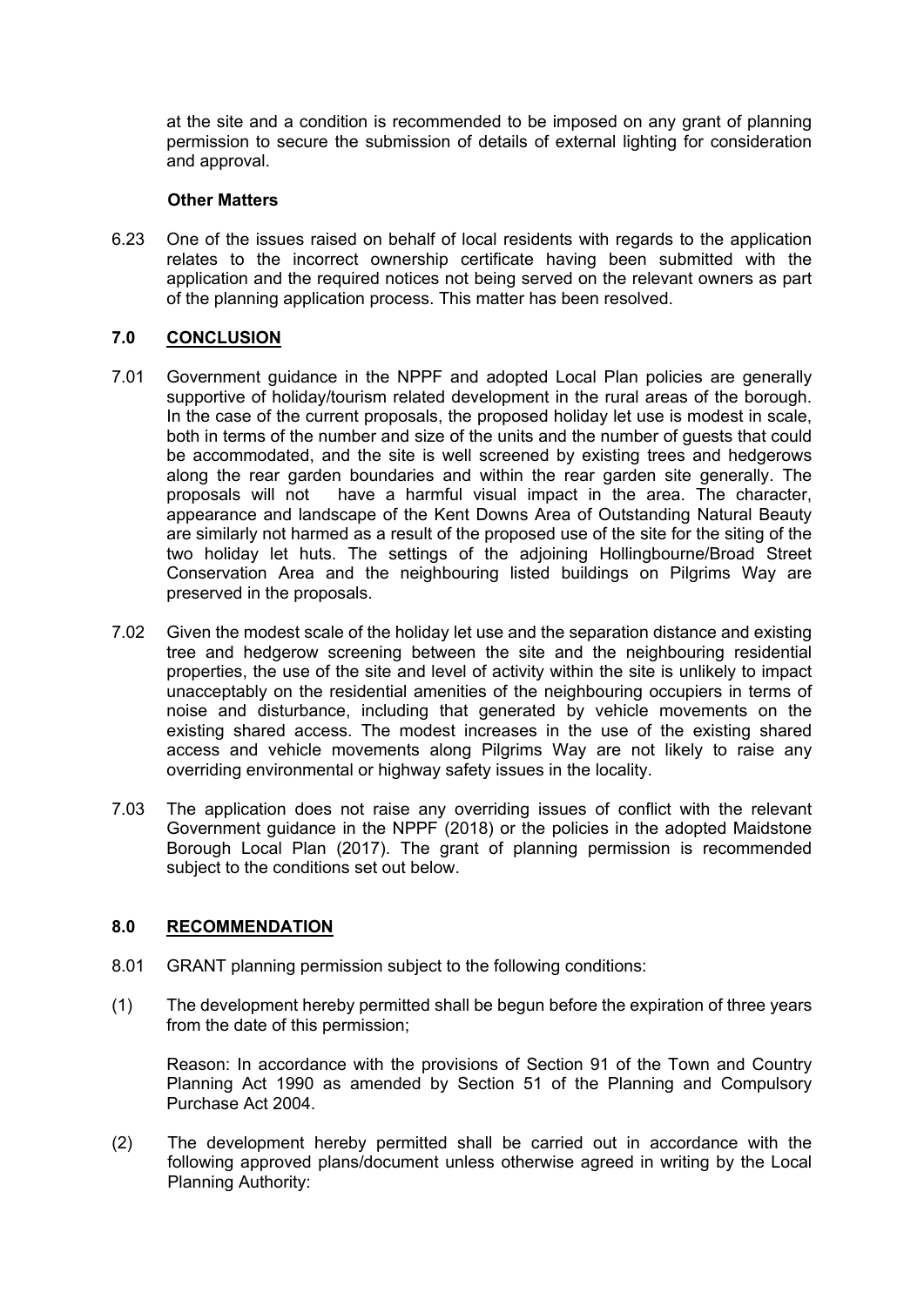at the site and a condition is recommended to be imposed on any grant of planning permission to secure the submission of details of external lighting for consideration and approval.

**Other Matters**

6.23 One of the issues raised on behalf of local residents with regards to the application relates to the incorrect ownership certificate having been submitted with the application and the required notices not being served on the relevant owners as part of the planning application process. This matter has been resolved.

## 7.0 CONCLUSION

7.01 Government guidance in the NPPF and adopted Local Plan policies are generally supportive of holiday/tourism related development in the rural areas of the borough. In the case of the current proposals, the proposed holiday let use is modest in scale, both in terms of the number and size of the units and the number of guests that could be accommodated, and the site is well screened by existing trees and hedgerows along the rear garden boundaries and within the rear garden site generally. The proposals will not have a harmful visual impact in the area. The character, appearance and landscape of the Kent Downs Area of Outstanding Natural Beauty are similarly not harmed as a result of the proposed use of the site for the siting of the two holiday let huts. The settings of the adjoining Hollingbourne/Broad Street Conservation Area and the neighbouring listed buildings on Pilgrims Way are preserved in the proposals.

7.02 Given the modest scale of the holiday let use and the separation distance and existing tree and hedgerow screening between the site and the neighbouring residential properties, the use of the site and level of activity within the site is unlikely to impact unacceptably on the residential amenities of the neighbouring occupiers in terms of noise and disturbance, including that generated by vehicle movements on the existing shared access. The modest increases in the use of the existing shared access and vehicle movements along Pilgrims Way are not likely to raise any overriding environmental or highway safety issues in the locality.

7.03 The application does not raise any overriding issues of conflict with the relevant Government guidance in the NPPF (2018) or the policies in the adopted Maidstone Borough Local Plan (2017). The grant of planning permission is recommended subject to the conditions set out below.

## 8.0 RECOMMENDATION

8.01 GRANT planning permission subject to the following conditions:

(1) The development hereby permitted shall be begun before the expiration of three years from the date of this permission;

Reason: In accordance with the provisions of Section 91 of the Town and Country Planning Act 1990 as amended by Section 51 of the Planning and Compulsory Purchase Act 2004.

(2) The development hereby permitted shall be carried out in accordance with the following approved plans/document unless otherwise agreed in writing by the Local Planning Authority: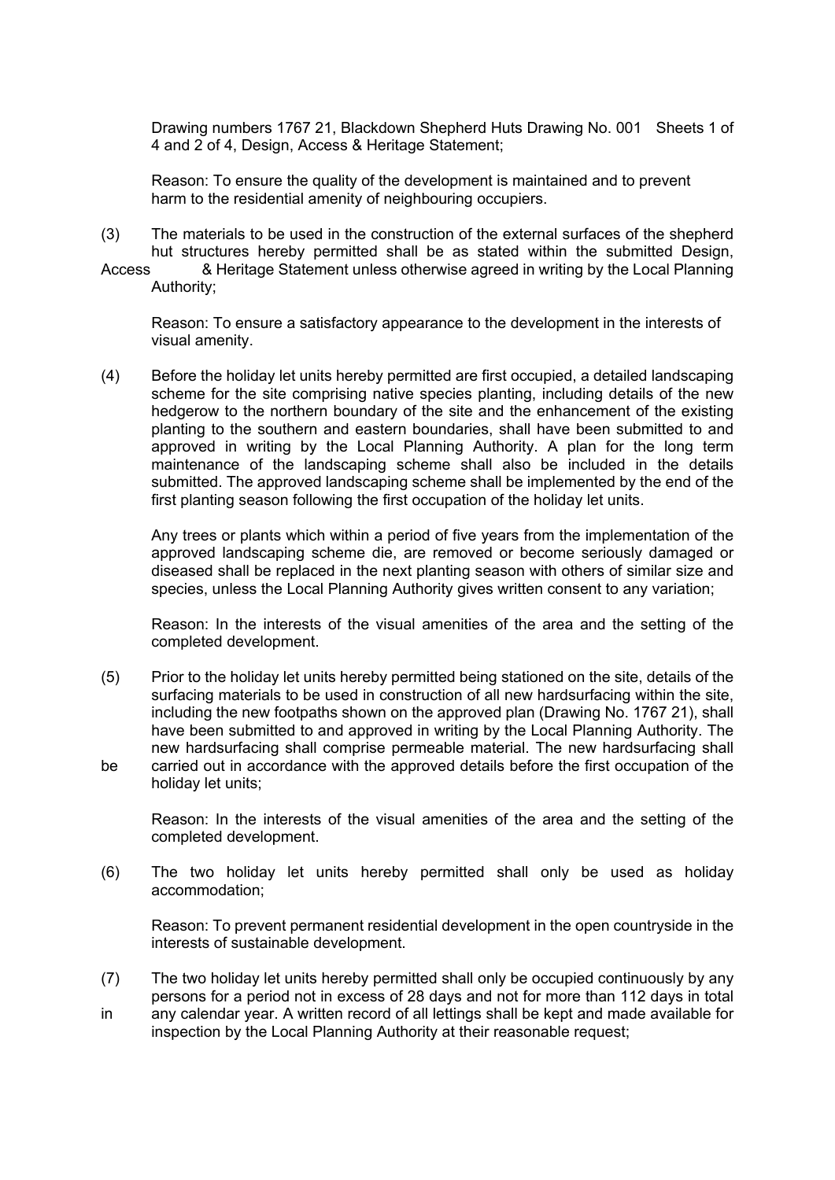Drawing numbers 1767 21, Blackdown Shepherd Huts Drawing No. 001 Sheets 1 of 4 and 2 of 4, Design, Access & Heritage Statement;

Reason: To ensure the quality of the development is maintained and to prevent harm to the residential amenity of neighbouring occupiers.

(3) The materials to be used in the construction of the external surfaces of the shepherd hut structures hereby permitted shall be as stated within the submitted Design, Access & Heritage Statement unless otherwise agreed in writing by the Local Planning Authority;

Reason: To ensure a satisfactory appearance to the development in the interests of visual amenity.

(4) Before the holiday let units hereby permitted are first occupied, a detailed landscaping scheme for the site comprising native species planting, including details of the new hedgerow to the northern boundary of the site and the enhancement of the existing planting to the southern and eastern boundaries, shall have been submitted to and approved in writing by the Local Planning Authority. A plan for the long term maintenance of the landscaping scheme shall also be included in the details submitted. The approved landscaping scheme shall be implemented by the end of the first planting season following the first occupation of the holiday let units.

Any trees or plants which within a period of five years from the implementation of the approved landscaping scheme die, are removed or become seriously damaged or diseased shall be replaced in the next planting season with others of similar size and species, unless the Local Planning Authority gives written consent to any variation;

Reason: In the interests of the visual amenities of the area and the setting of the completed development.

(5) Prior to the holiday let units hereby permitted being stationed on the site, details of the surfacing materials to be used in construction of all new hardsurfacing within the site, including the new footpaths shown on the approved plan (Drawing No. 1767 21), shall have been submitted to and approved in writing by the Local Planning Authority. The new hardsurfacing shall comprise permeable material. The new hardsurfacing shall be carried out in accordance with the approved details before the first occupation of the holiday let units;

Reason: In the interests of the visual amenities of the area and the setting of the completed development.

(6) The two holiday let units hereby permitted shall only be used as holiday accommodation;

Reason: To prevent permanent residential development in the open countryside in the interests of sustainable development.

(7) The two holiday let units hereby permitted shall only be occupied continuously by any persons for a period not in excess of 28 days and not for more than 112 days in total in any calendar year. A written record of all lettings shall be kept and made available for inspection by the Local Planning Authority at their reasonable request;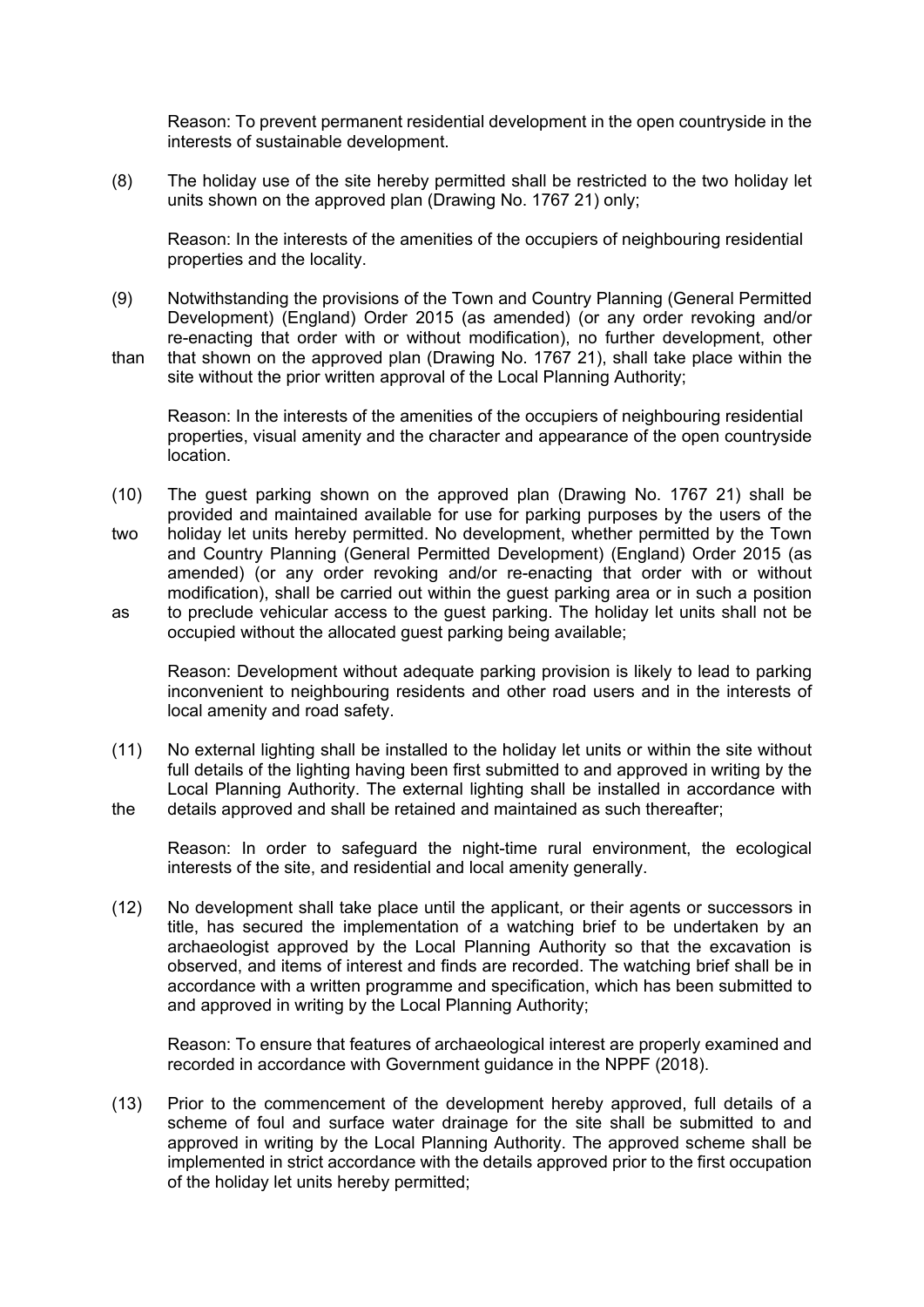Reason: To prevent permanent residential development in the open countryside in the interests of sustainable development.

(8) The holiday use of the site hereby permitted shall be restricted to the two holiday let units shown on the approved plan (Drawing No. 1767 21) only;

Reason: In the interests of the amenities of the occupiers of neighbouring residential properties and the locality.

(9) Notwithstanding the provisions of the Town and Country Planning (General Permitted Development) (England) Order 2015 (as amended) (or any order revoking and/or re-enacting that order with or without modification), no further development, other than that shown on the approved plan (Drawing No. 1767 21), shall take place within the site without the prior written approval of the Local Planning Authority;

Reason: In the interests of the amenities of the occupiers of neighbouring residential properties, visual amenity and the character and appearance of the open countryside location.

(10) The guest parking shown on the approved plan (Drawing No. 1767 21) shall be provided and maintained available for use for parking purposes by the users of the two holiday let units hereby permitted. No development, whether permitted by the Town and Country Planning (General Permitted Development) (England) Order 2015 (as amended) (or any order revoking and/or re-enacting that order with or without modification), shall be carried out within the guest parking area or in such a position as to preclude vehicular access to the guest parking. The holiday let units shall not be occupied without the allocated guest parking being available;

Reason: Development without adequate parking provision is likely to lead to parking inconvenient to neighbouring residents and other road users and in the interests of local amenity and road safety.

(11) No external lighting shall be installed to the holiday let units or within the site without full details of the lighting having been first submitted to and approved in writing by the Local Planning Authority. The external lighting shall be installed in accordance with the details approved and shall be retained and maintained as such thereafter;

Reason: In order to safeguard the night-time rural environment, the ecological interests of the site, and residential and local amenity generally.

(12) No development shall take place until the applicant, or their agents or successors in title, has secured the implementation of a watching brief to be undertaken by an archaeologist approved by the Local Planning Authority so that the excavation is observed, and items of interest and finds are recorded. The watching brief shall be in accordance with a written programme and specification, which has been submitted to and approved in writing by the Local Planning Authority;

Reason: To ensure that features of archaeological interest are properly examined and recorded in accordance with Government guidance in the NPPF (2018).

(13) Prior to the commencement of the development hereby approved, full details of a scheme of foul and surface water drainage for the site shall be submitted to and approved in writing by the Local Planning Authority. The approved scheme shall be implemented in strict accordance with the details approved prior to the first occupation of the holiday let units hereby permitted;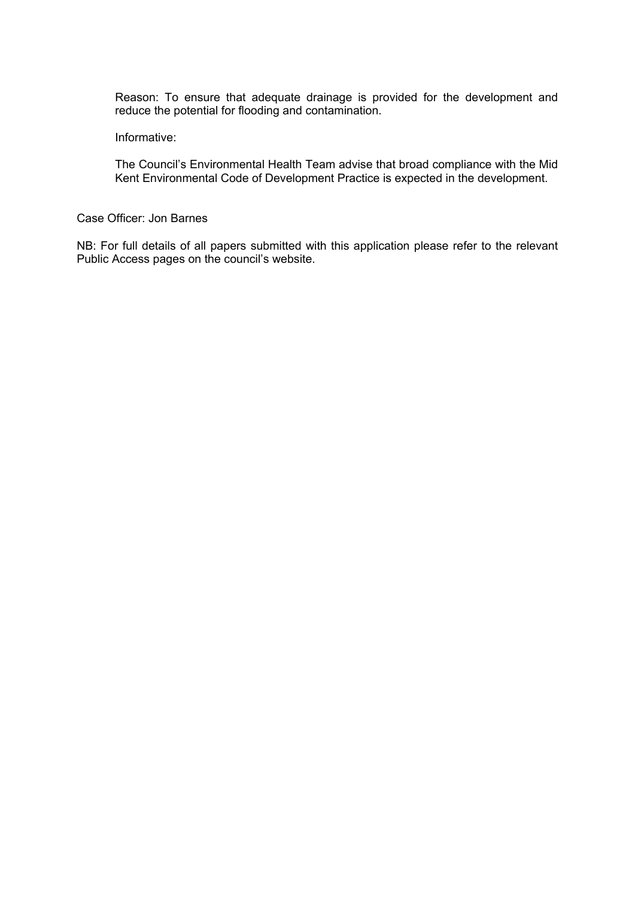Reason: To ensure that adequate drainage is provided for the development and reduce the potential for flooding and contamination.

Informative:

The Council's Environmental Health Team advise that broad compliance with the Mid Kent Environmental Code of Development Practice is expected in the development.

Case Officer: Jon Barnes

NB: For full details of all papers submitted with this application please refer to the relevant Public Access pages on the council's website.